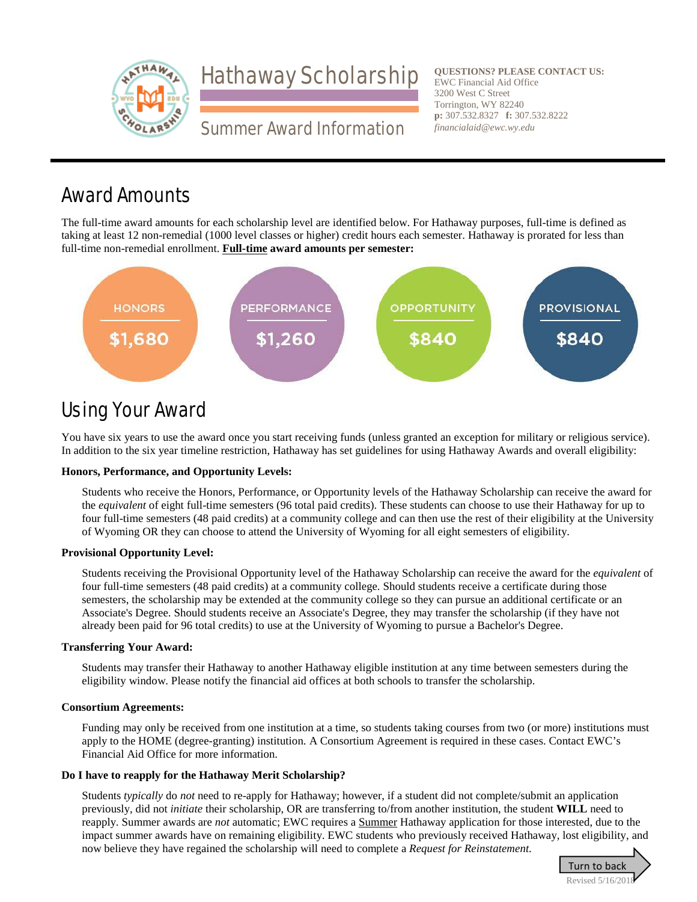# Hathaway Scholarship

## Summer Award Information

**QUESTIONS? PLEASE CONTACT US:**
EWC Financial Aid Office
3200 West C Street
Torrington, WY 82240
**p:** 307.532.8327 **f:** 307.532.8222
*financialaid@ewc.wy.edu*

## Award Amounts

The full-time award amounts for each scholarship level are identified below. For Hathaway purposes, full-time is defined as taking at least 12 non-remedial (1000 level classes or higher) credit hours each semester. Hathaway is prorated for less than full-time non-remedial enrollment. **Full-time award amounts per semester:**

| HONORS | PERFORMANCE | OPPORTUNITY | PROVISIONAL |
|---|---|---|---|
| $1,680 | $1,260 | $840 | $840 |

## Using Your Award

You have six years to use the award once you start receiving funds (unless granted an exception for military or religious service). In addition to the six year timeline restriction, Hathaway has set guidelines for using Hathaway Awards and overall eligibility:

**Honors, Performance, and Opportunity Levels:**

Students who receive the Honors, Performance, or Opportunity levels of the Hathaway Scholarship can receive the award for the *equivalent* of eight full-time semesters (96 total paid credits). These students can choose to use their Hathaway for up to four full-time semesters (48 paid credits) at a community college and can then use the rest of their eligibility at the University of Wyoming OR they can choose to attend the University of Wyoming for all eight semesters of eligibility.

**Provisional Opportunity Level:**

Students receiving the Provisional Opportunity level of the Hathaway Scholarship can receive the award for the *equivalent* of four full-time semesters (48 paid credits) at a community college. Should students receive a certificate during those semesters, the scholarship may be extended at the community college so they can pursue an additional certificate or an Associate's Degree. Should students receive an Associate's Degree, they may transfer the scholarship (if they have not already been paid for 96 total credits) to use at the University of Wyoming to pursue a Bachelor's Degree.

**Transferring Your Award:**

Students may transfer their Hathaway to another Hathaway eligible institution at any time between semesters during the eligibility window. Please notify the financial aid offices at both schools to transfer the scholarship.

**Consortium Agreements:**

Funding may only be received from one institution at a time, so students taking courses from two (or more) institutions must apply to the HOME (degree-granting) institution. A Consortium Agreement is required in these cases. Contact EWC's Financial Aid Office for more information.

**Do I have to reapply for the Hathaway Merit Scholarship?**

Students *typically* do *not* need to re-apply for Hathaway; however, if a student did not complete/submit an application previously, did not *initiate* their scholarship, OR are transferring to/from another institution, the student **WILL** need to reapply. Summer awards are *not* automatic; EWC requires a Summer Hathaway application for those interested, due to the impact summer awards have on remaining eligibility. EWC students who previously received Hathaway, lost eligibility, and now believe they have regained the scholarship will need to complete a *Request for Reinstatement*.

Turn to back

Revised 5/16/2018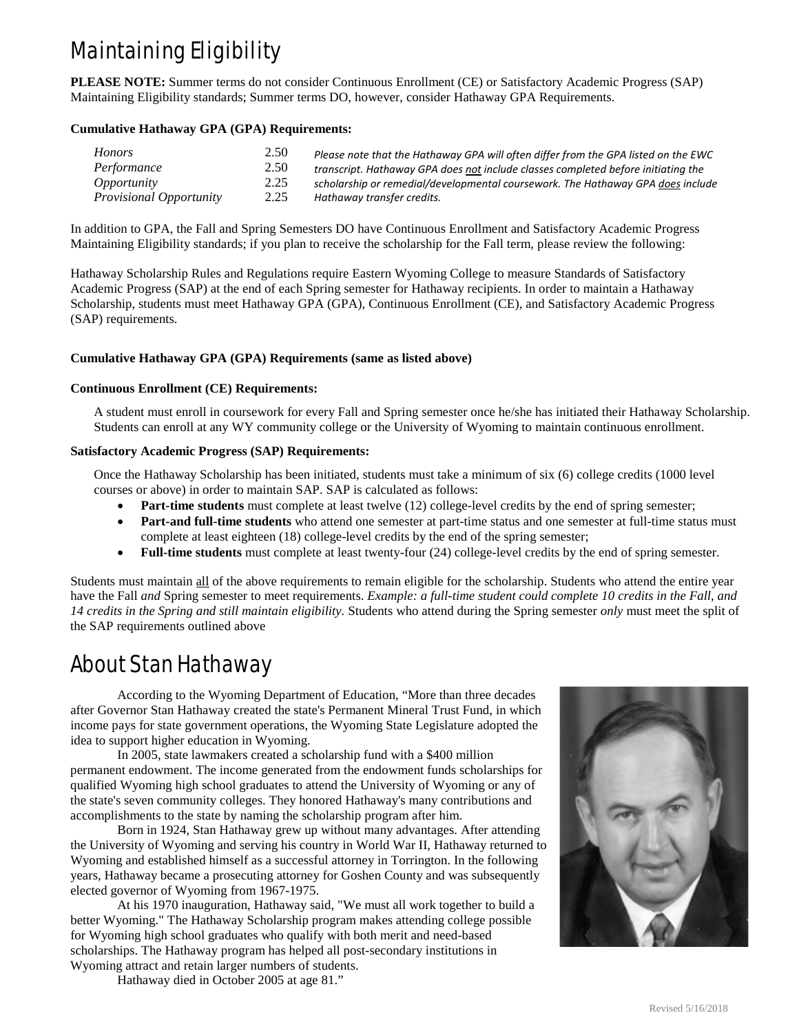# Maintaining Eligibility

**PLEASE NOTE:** Summer terms do not consider Continuous Enrollment (CE) or Satisfactory Academic Progress (SAP) Maintaining Eligibility standards; Summer terms DO, however, consider Hathaway GPA Requirements.

**Cumulative Hathaway GPA (GPA) Requirements:**

| | |
|---|---|
| *Honors* | 2.50 |
| *Performance* | 2.50 |
| *Opportunity* | 2.25 |
| *Provisional Opportunity* | 2.25 |

*Please note that the Hathaway GPA will often differ from the GPA listed on the EWC transcript. Hathaway GPA does not include classes completed before initiating the scholarship or remedial/developmental coursework. The Hathaway GPA does include Hathaway transfer credits.*

In addition to GPA, the Fall and Spring Semesters DO have Continuous Enrollment and Satisfactory Academic Progress Maintaining Eligibility standards; if you plan to receive the scholarship for the Fall term, please review the following:

Hathaway Scholarship Rules and Regulations require Eastern Wyoming College to measure Standards of Satisfactory Academic Progress (SAP) at the end of each Spring semester for Hathaway recipients. In order to maintain a Hathaway Scholarship, students must meet Hathaway GPA (GPA), Continuous Enrollment (CE), and Satisfactory Academic Progress (SAP) requirements.

**Cumulative Hathaway GPA (GPA) Requirements (same as listed above)**

**Continuous Enrollment (CE) Requirements:**

A student must enroll in coursework for every Fall and Spring semester once he/she has initiated their Hathaway Scholarship. Students can enroll at any WY community college or the University of Wyoming to maintain continuous enrollment.

**Satisfactory Academic Progress (SAP) Requirements:**

Once the Hathaway Scholarship has been initiated, students must take a minimum of six (6) college credits (1000 level courses or above) in order to maintain SAP. SAP is calculated as follows:

- **Part-time students** must complete at least twelve (12) college-level credits by the end of spring semester;
- **Part-and full-time students** who attend one semester at part-time status and one semester at full-time status must complete at least eighteen (18) college-level credits by the end of the spring semester;
- **Full-time students** must complete at least twenty-four (24) college-level credits by the end of spring semester.

Students must maintain all of the above requirements to remain eligible for the scholarship. Students who attend the entire year have the Fall *and* Spring semester to meet requirements. *Example: a full-time student could complete 10 credits in the Fall, and 14 credits in the Spring and still maintain eligibility.* Students who attend during the Spring semester *only* must meet the split of the SAP requirements outlined above

# About Stan Hathaway

According to the Wyoming Department of Education, "More than three decades after Governor Stan Hathaway created the state's Permanent Mineral Trust Fund, in which income pays for state government operations, the Wyoming State Legislature adopted the idea to support higher education in Wyoming.

In 2005, state lawmakers created a scholarship fund with a $400 million permanent endowment. The income generated from the endowment funds scholarships for qualified Wyoming high school graduates to attend the University of Wyoming or any of the state's seven community colleges. They honored Hathaway's many contributions and accomplishments to the state by naming the scholarship program after him.

Born in 1924, Stan Hathaway grew up without many advantages. After attending the University of Wyoming and serving his country in World War II, Hathaway returned to Wyoming and established himself as a successful attorney in Torrington. In the following years, Hathaway became a prosecuting attorney for Goshen County and was subsequently elected governor of Wyoming from 1967-1975.

At his 1970 inauguration, Hathaway said, "We must all work together to build a better Wyoming." The Hathaway Scholarship program makes attending college possible for Wyoming high school graduates who qualify with both merit and need-based scholarships. The Hathaway program has helped all post-secondary institutions in Wyoming attract and retain larger numbers of students.

Hathaway died in October 2005 at age 81."

Revised 5/16/2018